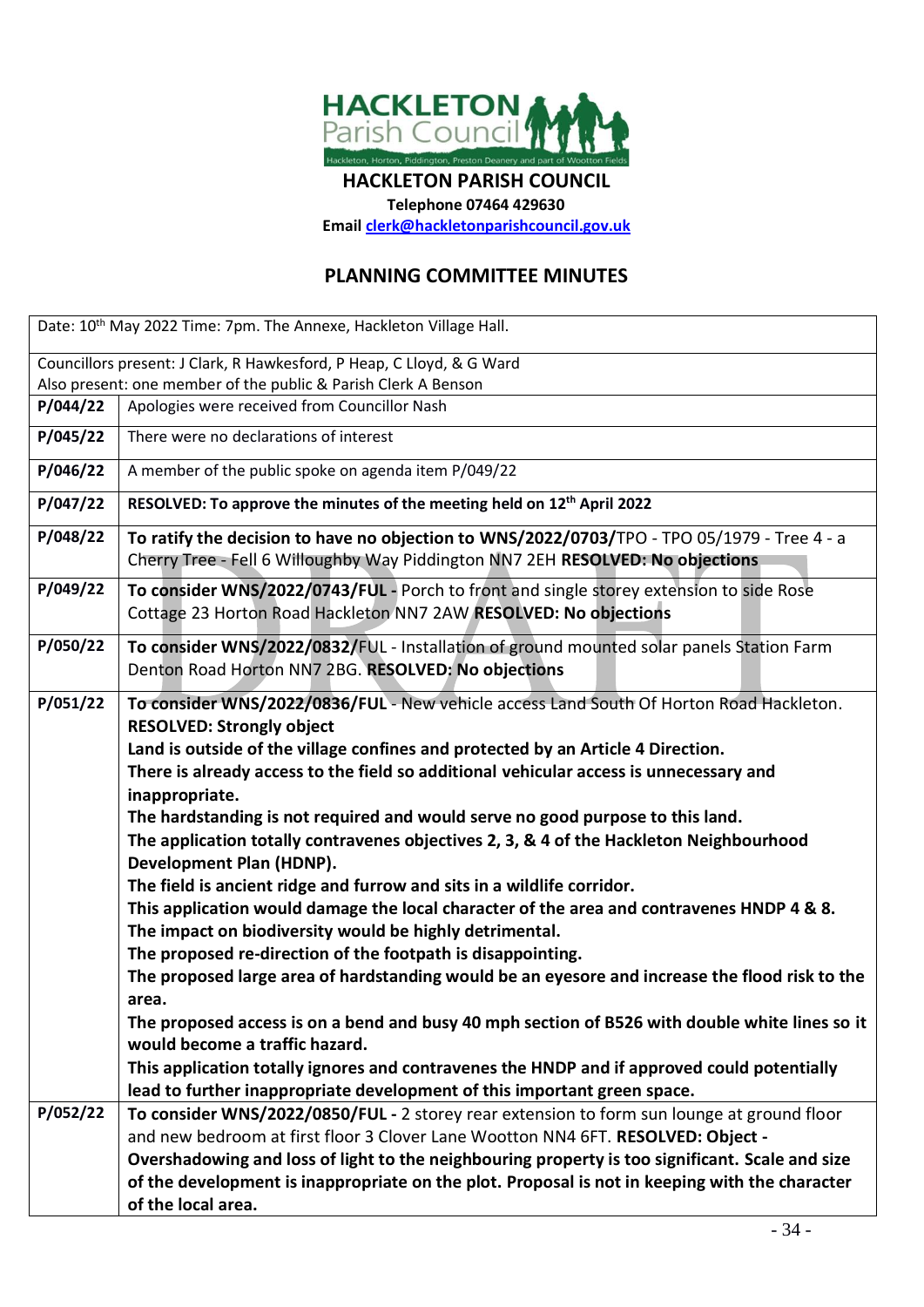HACKLETON Parish Council
Hackleton, Horton, Piddington, Preston Deanery and part of Wootton Fields

# HACKLETON PARISH COUNCIL

**Telephone 07464 429630**

**Email clerk@hackletonparishcouncil.gov.uk**

## PLANNING COMMITTEE MINUTES

| Date: 10th May 2022 Time: 7pm. The Annexe, Hackleton Village Hall. | |
|---|---|
| Councillors present: J Clark, R Hawkesford, P Heap, C Lloyd, & G Ward<br>Also present: one member of the public & Parish Clerk A Benson | |
| **P/044/22** | Apologies were received from Councillor Nash |
| **P/045/22** | There were no declarations of interest |
| **P/046/22** | A member of the public spoke on agenda item P/049/22 |
| **P/047/22** | **RESOLVED: To approve the minutes of the meeting held on 12th April 2022** |
| **P/048/22** | **To ratify the decision to have no objection to WNS/2022/0703/**TPO - TPO 05/1979 - Tree 4 - a Cherry Tree - Fell 6 Willoughby Way Piddington NN7 2EH **RESOLVED: No objections** |
| **P/049/22** | **To consider WNS/2022/0743/FUL -** Porch to front and single storey extension to side Rose Cottage 23 Horton Road Hackleton NN7 2AW **RESOLVED: No objections** |
| **P/050/22** | **To consider WNS/2022/0832/**FUL - Installation of ground mounted solar panels Station Farm Denton Road Horton NN7 2BG. **RESOLVED: No objections** |
| **P/051/22** | **To consider WNS/2022/0836/FUL** - New vehicle access Land South Of Horton Road Hackleton.<br>**RESOLVED: Strongly object**<br>**Land is outside of the village confines and protected by an Article 4 Direction.**<br>**There is already access to the field so additional vehicular access is unnecessary and inappropriate.**<br>**The hardstanding is not required and would serve no good purpose to this land.**<br>**The application totally contravenes objectives 2, 3, & 4 of the Hackleton Neighbourhood Development Plan (HDNP).**<br>**The field is ancient ridge and furrow and sits in a wildlife corridor.**<br>**This application would damage the local character of the area and contravenes HNDP 4 & 8.**<br>**The impact on biodiversity would be highly detrimental.**<br>**The proposed re-direction of the footpath is disappointing.**<br>**The proposed large area of hardstanding would be an eyesore and increase the flood risk to the area.**<br>**The proposed access is on a bend and busy 40 mph section of B526 with double white lines so it would become a traffic hazard.**<br>**This application totally ignores and contravenes the HNDP and if approved could potentially lead to further inappropriate development of this important green space.** |
| **P/052/22** | **To consider WNS/2022/0850/FUL -** 2 storey rear extension to form sun lounge at ground floor and new bedroom at first floor 3 Clover Lane Wootton NN4 6FT. **RESOLVED: Object - Overshadowing and loss of light to the neighbouring property is too significant. Scale and size of the development is inappropriate on the plot. Proposal is not in keeping with the character of the local area.** |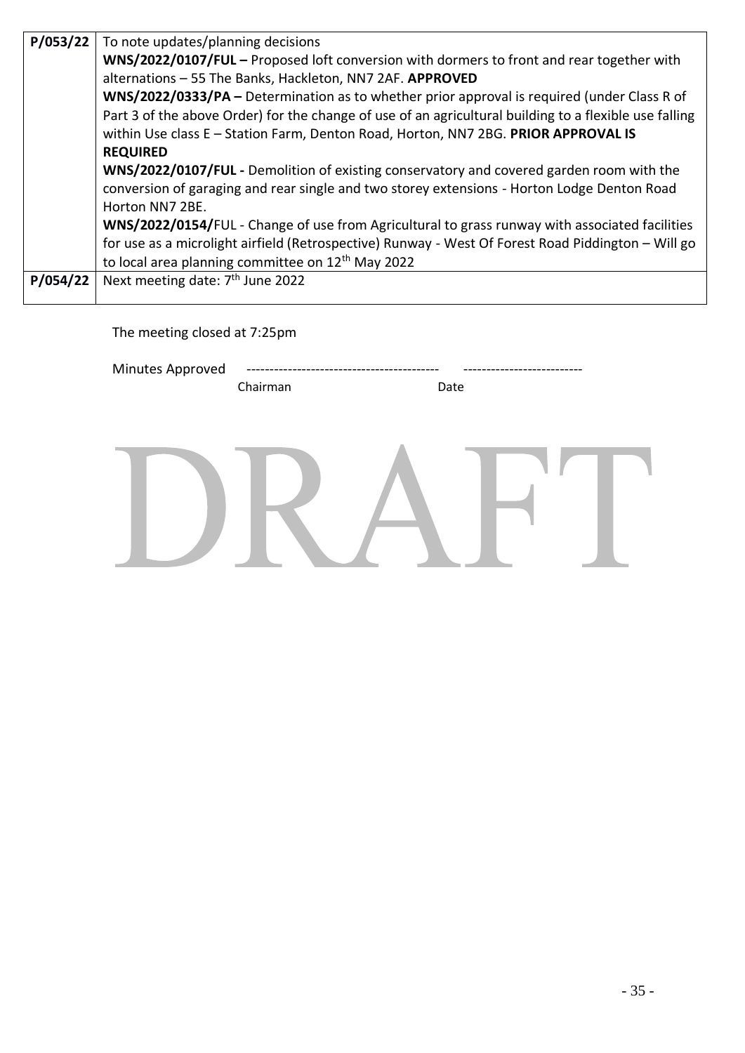| | |
|---|---|
| **P/053/22** | To note updates/planning decisions<br>**WNS/2022/0107/FUL –** Proposed loft conversion with dormers to front and rear together with alternations – 55 The Banks, Hackleton, NN7 2AF. **APPROVED**<br>**WNS/2022/0333/PA –** Determination as to whether prior approval is required (under Class R of Part 3 of the above Order) for the change of use of an agricultural building to a flexible use falling within Use class E – Station Farm, Denton Road, Horton, NN7 2BG. **PRIOR APPROVAL IS REQUIRED**<br>**WNS/2022/0107/FUL -** Demolition of existing conservatory and covered garden room with the conversion of garaging and rear single and two storey extensions - Horton Lodge Denton Road Horton NN7 2BE.<br>**WNS/2022/0154/**FUL - Change of use from Agricultural to grass runway with associated facilities for use as a microlight airfield (Retrospective) Runway - West Of Forest Road Piddington – Will go to local area planning committee on 12th May 2022 |
| **P/054/22** | Next meeting date: 7th June 2022 |

The meeting closed at 7:25pm

Minutes Approved ------------------------------------------ --------------------------

Chairman Date

DRAFT